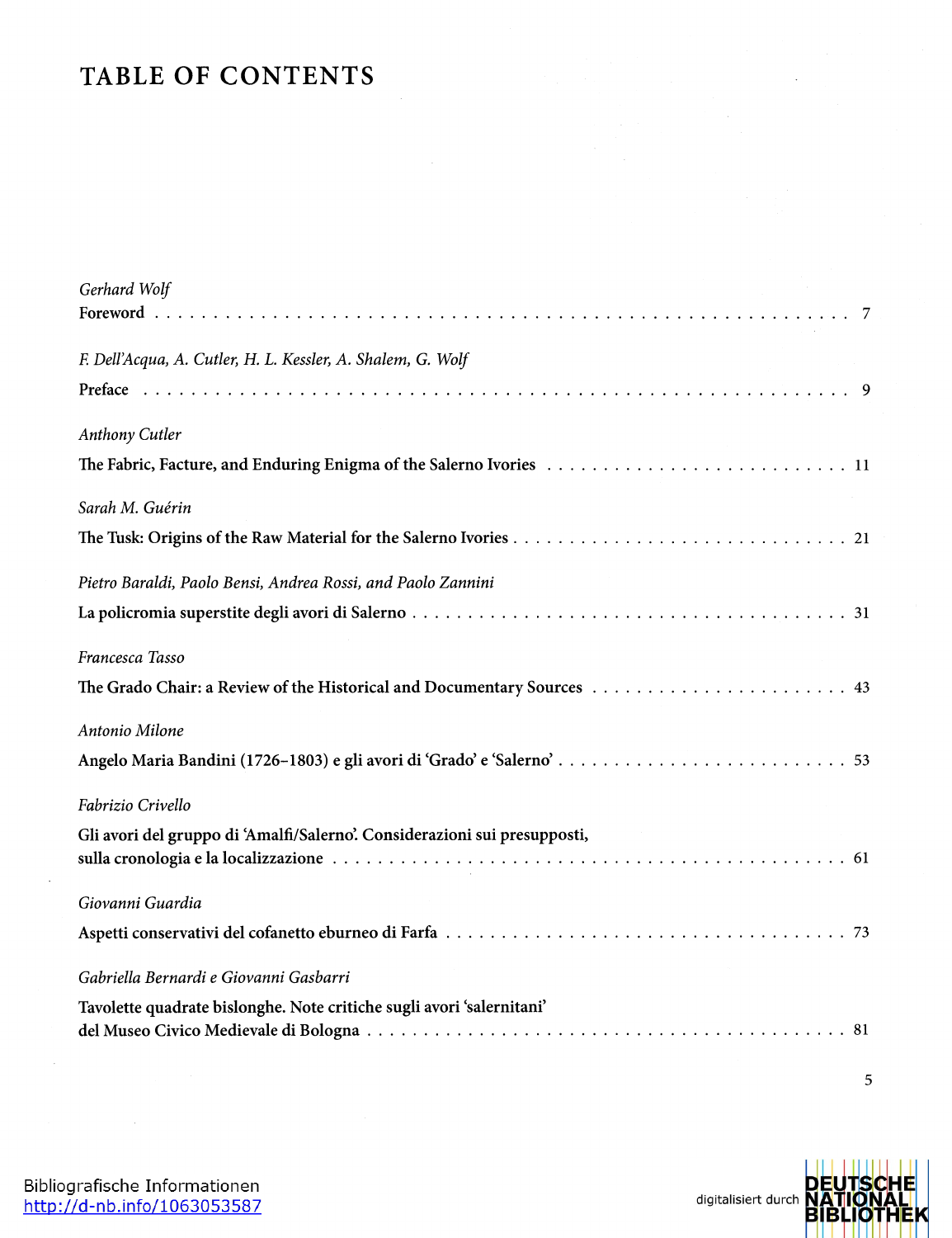# TABLE OF CONTENTS

*Gerhard Wolf*

**Foreword** . . . . . . . . . . . . . . . . . . . . . . . . . . . . . . . . . . . . . . . . . . . . . . . . . . . . . . . . . . . . . . 7

*F. Dell'Acqua, A. Cutler, H. L. Kessler, A. Shalem, G. Wolf*

**Preface** . . . . . . . . . . . . . . . . . . . . . . . . . . . . . . . . . . . . . . . . . . . . . . . . . . . . . . . . . . . . . . 9

*Anthony Cutler*

**The Fabric, Facture, and Enduring Enigma of the Salerno Ivories** . . . . . . . . . . . . . . . . . . . . . . . . . . 11

*Sarah M. Guérin*

**The Tusk: Origins of the Raw Material for the Salerno Ivories** . . . . . . . . . . . . . . . . . . . . . . . . . . . . 21

*Pietro Baraldi, Paolo Bensi, Andrea Rossi, and Paolo Zannini*

**La policromia superstite degli avori di Salerno** . . . . . . . . . . . . . . . . . . . . . . . . . . . . . . . . . . . . 31

*Francesca Tasso*

**The Grado Chair: a Review of the Historical and Documentary Sources** . . . . . . . . . . . . . . . . . . . . . . 43

*Antonio Milone*

**Angelo Maria Bandini (1726–1803) e gli avori di 'Grado' e 'Salerno'** . . . . . . . . . . . . . . . . . . . . . . . . 53

*Fabrizio Crivello*

**Gli avori del gruppo di 'Amalfi/Salerno'. Considerazioni sui presupposti, sulla cronologia e la localizzazione** . . . . . . . . . . . . . . . . . . . . . . . . . . . . . . . . . . . . . . . . . . . . . . . . 61

*Giovanni Guardia*

**Aspetti conservativi del cofanetto eburneo di Farfa** . . . . . . . . . . . . . . . . . . . . . . . . . . . . . . . . . 73

*Gabriella Bernardi e Giovanni Gasbarri*

**Tavolette quadrate bislonghe. Note critiche sugli avori 'salernitani' del Museo Civico Medievale di Bologna** . . . . . . . . . . . . . . . . . . . . . . . . . . . . . . . . . . . . . . . . . . . . 81

Bibliografische Informationen
http://d-nb.info/1063053587

digitalisiert durch DEUTSCHE NATIONAL BIBLIOTHEK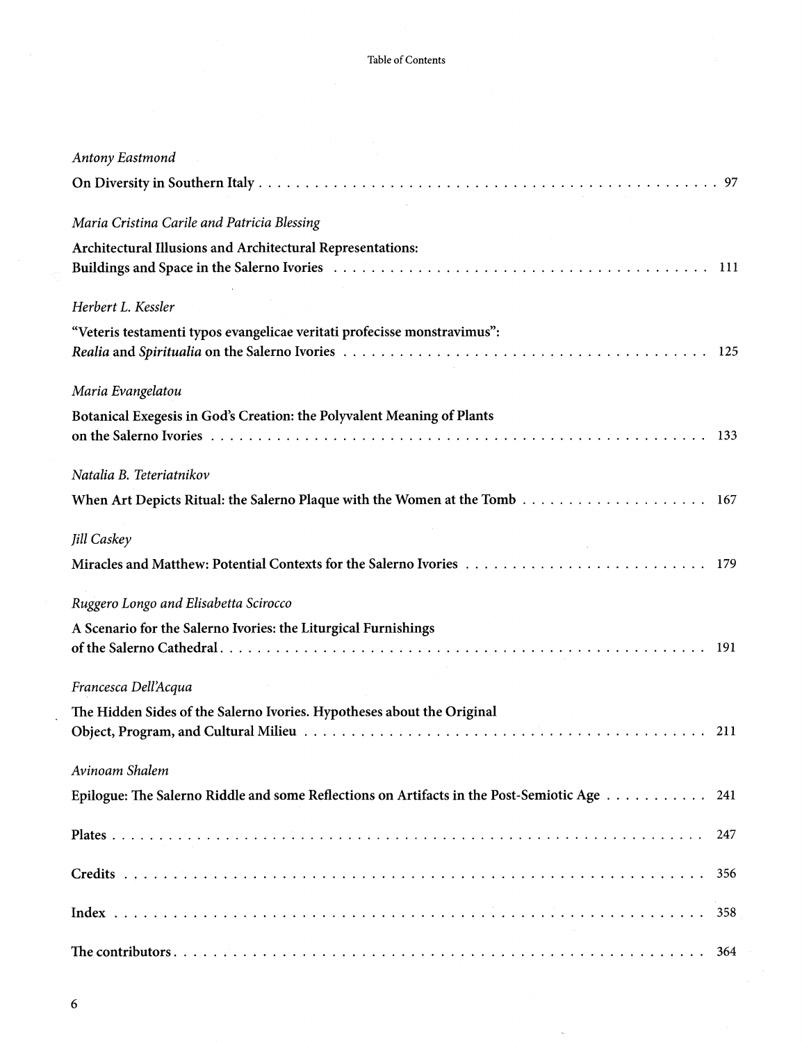*Antony Eastmond*

**On Diversity in Southern Italy** . . . . . . . . . . . . . . . . . . . . . . . . . . . . . . . . . . . . . . . . . . . . . . . . . 97

*Maria Cristina Carile and Patricia Blessing*

**Architectural Illusions and Architectural Representations: Buildings and Space in the Salerno Ivories** . . . . . . . . . . . . . . . . . . . . . . . . . . . . . . . . . 111

*Herbert L. Kessler*

**"Veteris testamenti typos evangelicae veritati profecisse monstravimus": *Realia* and *Spiritualia* on the Salerno Ivories** . . . . . . . . . . . . . . . . . . . . . . . . . . . . . . . . . 125

*Maria Evangelatou*

**Botanical Exegesis in God's Creation: the Polyvalent Meaning of Plants on the Salerno Ivories** . . . . . . . . . . . . . . . . . . . . . . . . . . . . . . . . . . . . . . . . . . . 133

*Natalia B. Teteriatnikov*

**When Art Depicts Ritual: the Salerno Plaque with the Women at the Tomb** . . . . . . . . . . . . . . . . . . . 167

*Jill Caskey*

**Miracles and Matthew: Potential Contexts for the Salerno Ivories** . . . . . . . . . . . . . . . . . . . . . . . . . 179

*Ruggero Longo and Elisabetta Scirocco*

**A Scenario for the Salerno Ivories: the Liturgical Furnishings of the Salerno Cathedral** . . . . . . . . . . . . . . . . . . . . . . . . . . . . . . . . . . . . . . . . . . . . . . . . . 191

*Francesca Dell'Acqua*

**The Hidden Sides of the Salerno Ivories. Hypotheses about the Original Object, Program, and Cultural Milieu** . . . . . . . . . . . . . . . . . . . . . . . . . . . . . . . . . . . . . . . . 211

*Avinoam Shalem*

**Epilogue: The Salerno Riddle and some Reflections on Artifacts in the Post-Semiotic Age** . . . . . . . . . . . 241

**Plates** . . . . . . . . . . . . . . . . . . . . . . . . . . . . . . . . . . . . . . . . . . . . . . . . . . . . . . . . . . . . . . . . . . . . 247

**Credits** . . . . . . . . . . . . . . . . . . . . . . . . . . . . . . . . . . . . . . . . . . . . . . . . . . . . . . . . . . . . . . . . . . . 356

**Index** . . . . . . . . . . . . . . . . . . . . . . . . . . . . . . . . . . . . . . . . . . . . . . . . . . . . . . . . . . . . . . . . . . . . 358

**The contributors** . . . . . . . . . . . . . . . . . . . . . . . . . . . . . . . . . . . . . . . . . . . . . . . . . . . . . . . . . . . 364